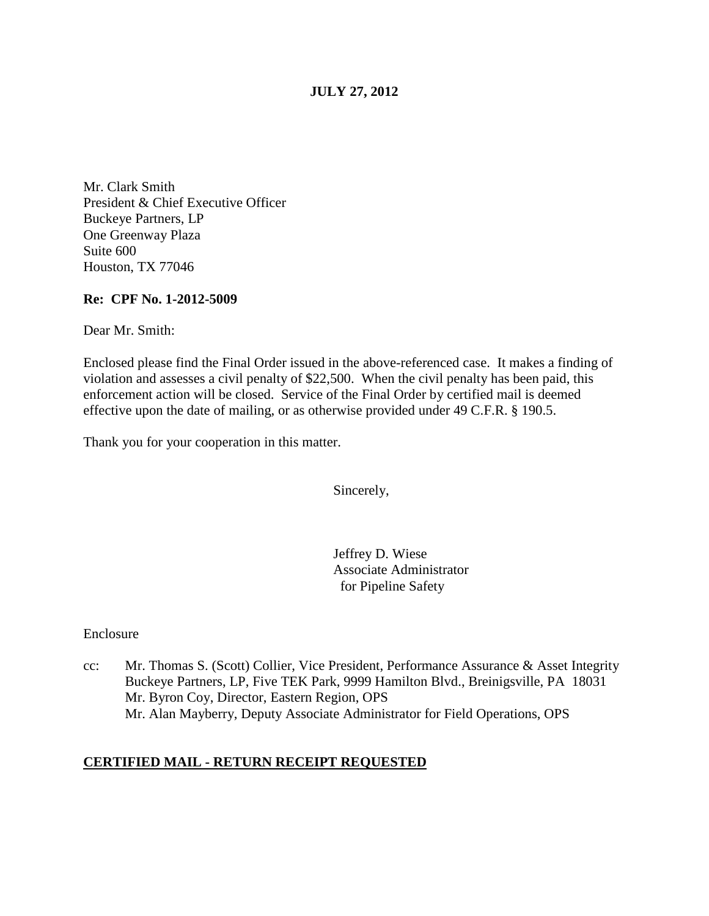**JULY 27, 2012**

Mr. Clark Smith
President & Chief Executive Officer
Buckeye Partners, LP
One Greenway Plaza
Suite 600
Houston, TX 77046

**Re: CPF No. 1-2012-5009**

Dear Mr. Smith:

Enclosed please find the Final Order issued in the above-referenced case. It makes a finding of violation and assesses a civil penalty of $22,500. When the civil penalty has been paid, this enforcement action will be closed. Service of the Final Order by certified mail is deemed effective upon the date of mailing, or as otherwise provided under 49 C.F.R. § 190.5.

Thank you for your cooperation in this matter.

Sincerely,

Jeffrey D. Wiese
Associate Administrator
for Pipeline Safety

Enclosure

cc: Mr. Thomas S. (Scott) Collier, Vice President, Performance Assurance & Asset Integrity
Buckeye Partners, LP, Five TEK Park, 9999 Hamilton Blvd., Breinigsville, PA 18031
Mr. Byron Coy, Director, Eastern Region, OPS
Mr. Alan Mayberry, Deputy Associate Administrator for Field Operations, OPS

**CERTIFIED MAIL - RETURN RECEIPT REQUESTED**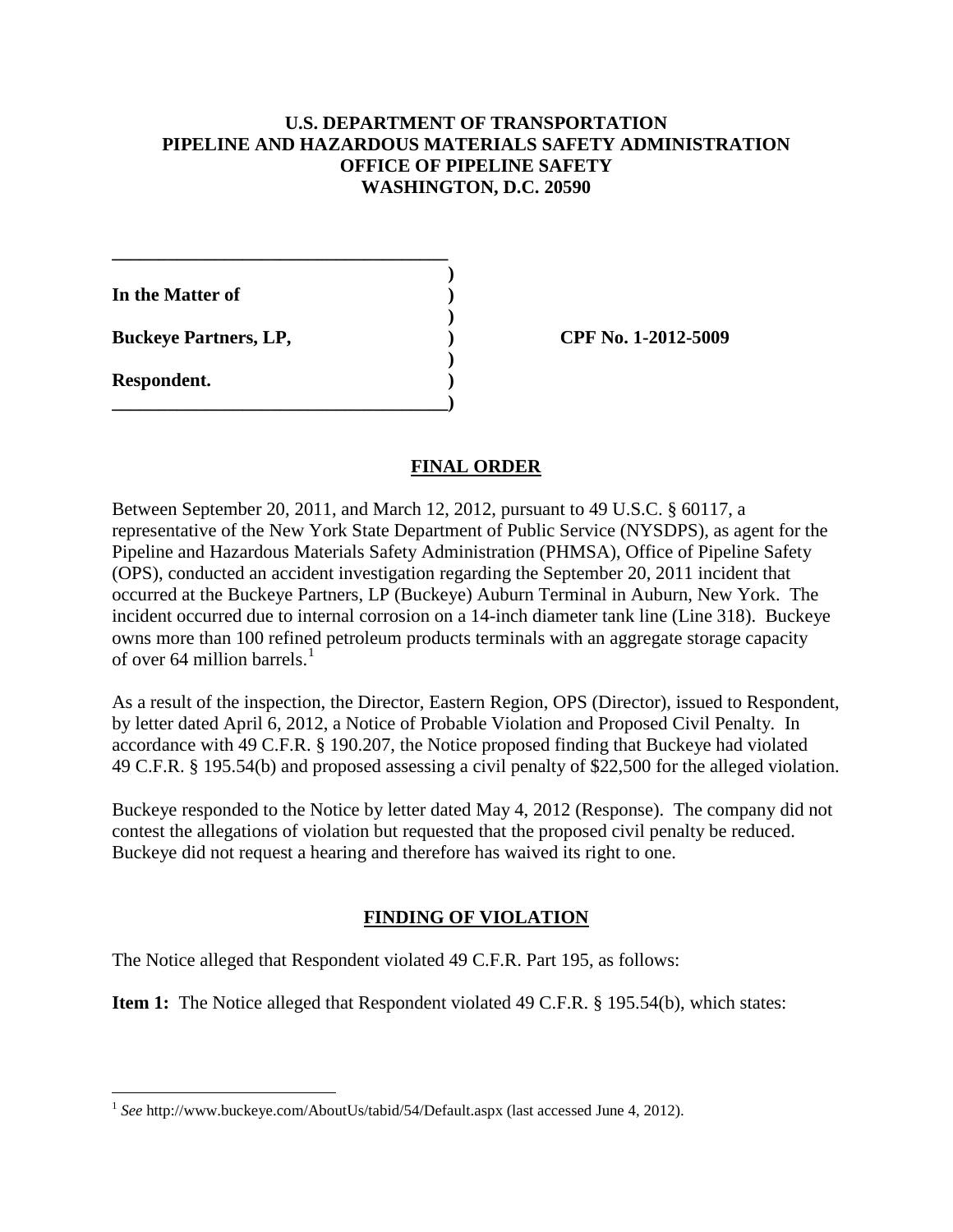**U.S. DEPARTMENT OF TRANSPORTATION**
**PIPELINE AND HAZARDOUS MATERIALS SAFETY ADMINISTRATION**
**OFFICE OF PIPELINE SAFETY**
**WASHINGTON, D.C. 20590**

| | |
|---|---|
| **In the Matter of** | |
| **Buckeye Partners, LP,** | **CPF No. 1-2012-5009** |
| **Respondent.** | |

## FINAL ORDER

Between September 20, 2011, and March 12, 2012, pursuant to 49 U.S.C. § 60117, a representative of the New York State Department of Public Service (NYSDPS), as agent for the Pipeline and Hazardous Materials Safety Administration (PHMSA), Office of Pipeline Safety (OPS), conducted an accident investigation regarding the September 20, 2011 incident that occurred at the Buckeye Partners, LP (Buckeye) Auburn Terminal in Auburn, New York. The incident occurred due to internal corrosion on a 14-inch diameter tank line (Line 318). Buckeye owns more than 100 refined petroleum products terminals with an aggregate storage capacity of over 64 million barrels.[1]

As a result of the inspection, the Director, Eastern Region, OPS (Director), issued to Respondent, by letter dated April 6, 2012, a Notice of Probable Violation and Proposed Civil Penalty. In accordance with 49 C.F.R. § 190.207, the Notice proposed finding that Buckeye had violated 49 C.F.R. § 195.54(b) and proposed assessing a civil penalty of $22,500 for the alleged violation.

Buckeye responded to the Notice by letter dated May 4, 2012 (Response). The company did not contest the allegations of violation but requested that the proposed civil penalty be reduced. Buckeye did not request a hearing and therefore has waived its right to one.

## FINDING OF VIOLATION

The Notice alleged that Respondent violated 49 C.F.R. Part 195, as follows:

**Item 1:** The Notice alleged that Respondent violated 49 C.F.R. § 195.54(b), which states:

[1] *See* http://www.buckeye.com/AboutUs/tabid/54/Default.aspx (last accessed June 4, 2012).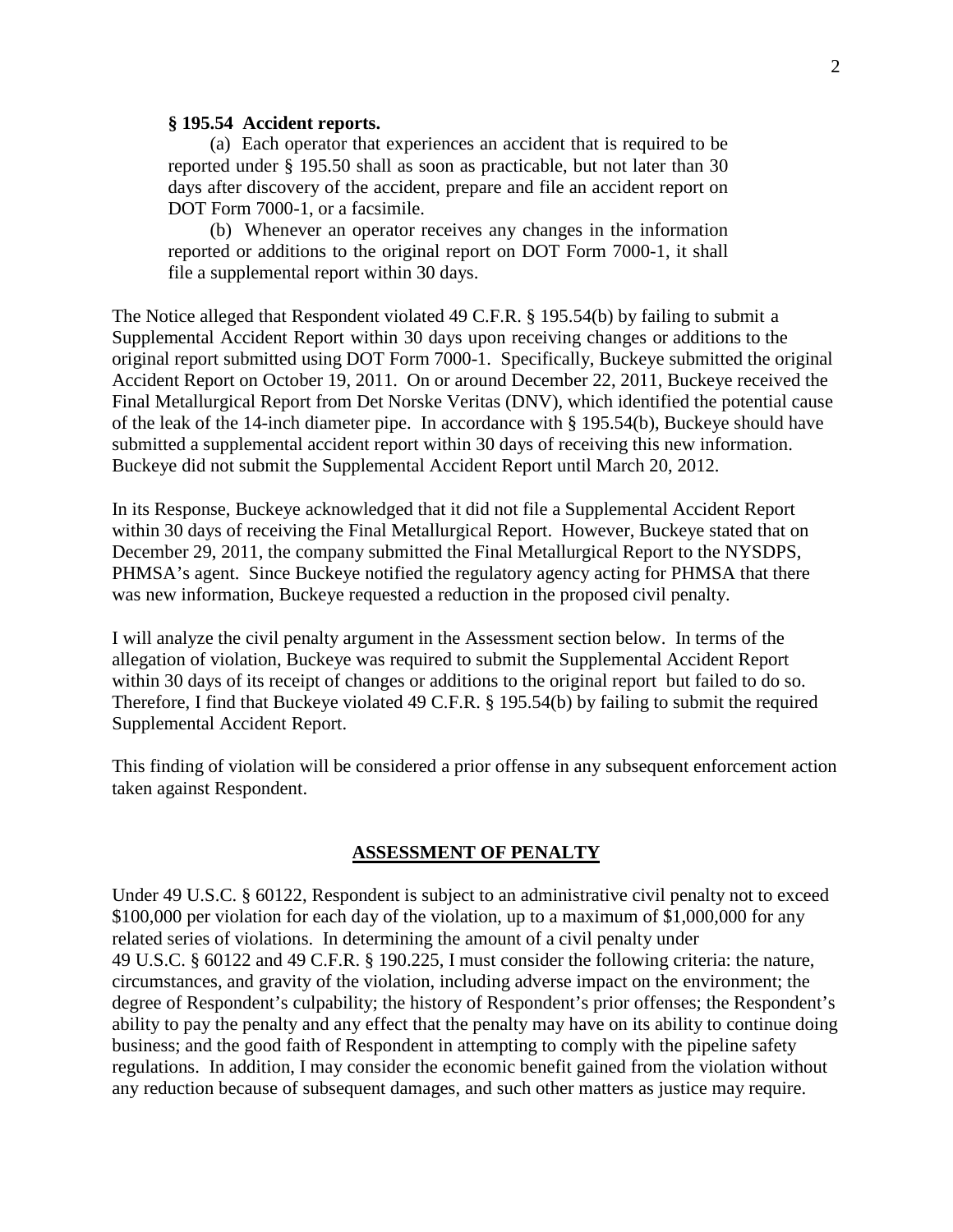**§ 195.54 Accident reports.**

(a) Each operator that experiences an accident that is required to be reported under § 195.50 shall as soon as practicable, but not later than 30 days after discovery of the accident, prepare and file an accident report on DOT Form 7000-1, or a facsimile.

(b) Whenever an operator receives any changes in the information reported or additions to the original report on DOT Form 7000-1, it shall file a supplemental report within 30 days.

The Notice alleged that Respondent violated 49 C.F.R. § 195.54(b) by failing to submit a Supplemental Accident Report within 30 days upon receiving changes or additions to the original report submitted using DOT Form 7000-1. Specifically, Buckeye submitted the original Accident Report on October 19, 2011. On or around December 22, 2011, Buckeye received the Final Metallurgical Report from Det Norske Veritas (DNV), which identified the potential cause of the leak of the 14-inch diameter pipe. In accordance with § 195.54(b), Buckeye should have submitted a supplemental accident report within 30 days of receiving this new information. Buckeye did not submit the Supplemental Accident Report until March 20, 2012.

In its Response, Buckeye acknowledged that it did not file a Supplemental Accident Report within 30 days of receiving the Final Metallurgical Report. However, Buckeye stated that on December 29, 2011, the company submitted the Final Metallurgical Report to the NYSDPS, PHMSA's agent. Since Buckeye notified the regulatory agency acting for PHMSA that there was new information, Buckeye requested a reduction in the proposed civil penalty.

I will analyze the civil penalty argument in the Assessment section below. In terms of the allegation of violation, Buckeye was required to submit the Supplemental Accident Report within 30 days of its receipt of changes or additions to the original report but failed to do so. Therefore, I find that Buckeye violated 49 C.F.R. § 195.54(b) by failing to submit the required Supplemental Accident Report.

This finding of violation will be considered a prior offense in any subsequent enforcement action taken against Respondent.

## ASSESSMENT OF PENALTY

Under 49 U.S.C. § 60122, Respondent is subject to an administrative civil penalty not to exceed \$100,000 per violation for each day of the violation, up to a maximum of \$1,000,000 for any related series of violations. In determining the amount of a civil penalty under 49 U.S.C. § 60122 and 49 C.F.R. § 190.225, I must consider the following criteria: the nature, circumstances, and gravity of the violation, including adverse impact on the environment; the degree of Respondent's culpability; the history of Respondent's prior offenses; the Respondent's ability to pay the penalty and any effect that the penalty may have on its ability to continue doing business; and the good faith of Respondent in attempting to comply with the pipeline safety regulations. In addition, I may consider the economic benefit gained from the violation without any reduction because of subsequent damages, and such other matters as justice may require.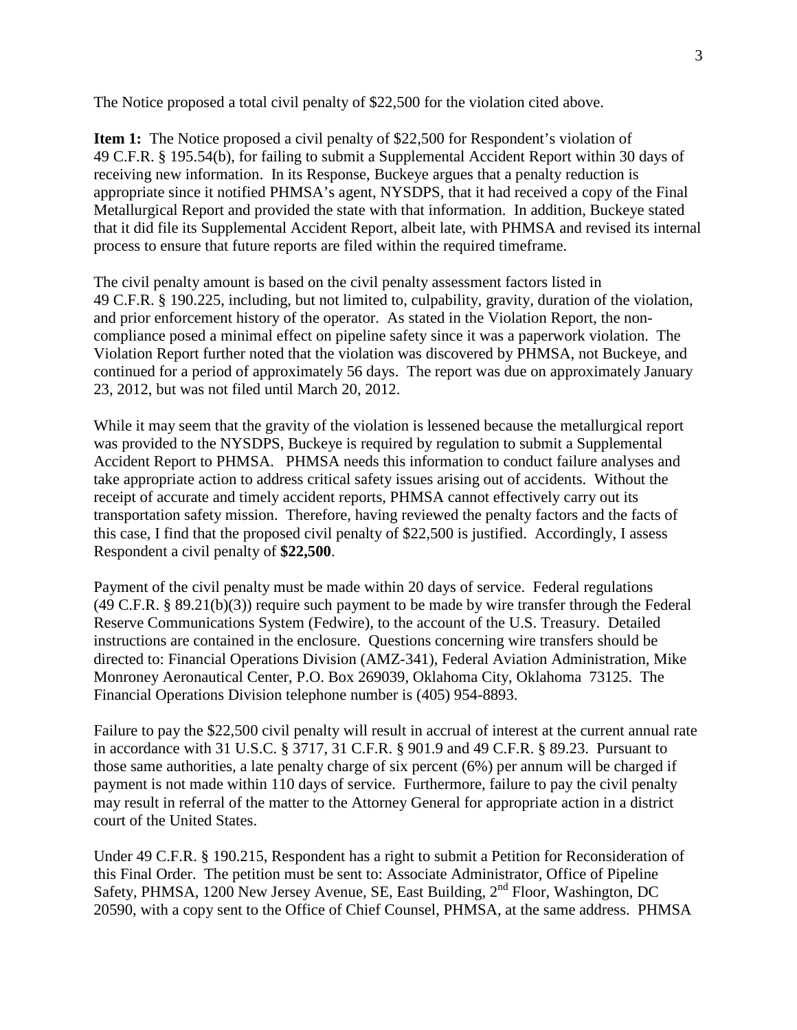The Notice proposed a total civil penalty of $22,500 for the violation cited above.

**Item 1:** The Notice proposed a civil penalty of $22,500 for Respondent's violation of 49 C.F.R. § 195.54(b), for failing to submit a Supplemental Accident Report within 30 days of receiving new information. In its Response, Buckeye argues that a penalty reduction is appropriate since it notified PHMSA's agent, NYSDPS, that it had received a copy of the Final Metallurgical Report and provided the state with that information. In addition, Buckeye stated that it did file its Supplemental Accident Report, albeit late, with PHMSA and revised its internal process to ensure that future reports are filed within the required timeframe.

The civil penalty amount is based on the civil penalty assessment factors listed in 49 C.F.R. § 190.225, including, but not limited to, culpability, gravity, duration of the violation, and prior enforcement history of the operator. As stated in the Violation Report, the non-compliance posed a minimal effect on pipeline safety since it was a paperwork violation. The Violation Report further noted that the violation was discovered by PHMSA, not Buckeye, and continued for a period of approximately 56 days. The report was due on approximately January 23, 2012, but was not filed until March 20, 2012.

While it may seem that the gravity of the violation is lessened because the metallurgical report was provided to the NYSDPS, Buckeye is required by regulation to submit a Supplemental Accident Report to PHMSA. PHMSA needs this information to conduct failure analyses and take appropriate action to address critical safety issues arising out of accidents. Without the receipt of accurate and timely accident reports, PHMSA cannot effectively carry out its transportation safety mission. Therefore, having reviewed the penalty factors and the facts of this case, I find that the proposed civil penalty of $22,500 is justified. Accordingly, I assess Respondent a civil penalty of **$22,500**.

Payment of the civil penalty must be made within 20 days of service. Federal regulations (49 C.F.R. § 89.21(b)(3)) require such payment to be made by wire transfer through the Federal Reserve Communications System (Fedwire), to the account of the U.S. Treasury. Detailed instructions are contained in the enclosure. Questions concerning wire transfers should be directed to: Financial Operations Division (AMZ-341), Federal Aviation Administration, Mike Monroney Aeronautical Center, P.O. Box 269039, Oklahoma City, Oklahoma 73125. The Financial Operations Division telephone number is (405) 954-8893.

Failure to pay the $22,500 civil penalty will result in accrual of interest at the current annual rate in accordance with 31 U.S.C. § 3717, 31 C.F.R. § 901.9 and 49 C.F.R. § 89.23. Pursuant to those same authorities, a late penalty charge of six percent (6%) per annum will be charged if payment is not made within 110 days of service. Furthermore, failure to pay the civil penalty may result in referral of the matter to the Attorney General for appropriate action in a district court of the United States.

Under 49 C.F.R. § 190.215, Respondent has a right to submit a Petition for Reconsideration of this Final Order. The petition must be sent to: Associate Administrator, Office of Pipeline Safety, PHMSA, 1200 New Jersey Avenue, SE, East Building, 2nd Floor, Washington, DC 20590, with a copy sent to the Office of Chief Counsel, PHMSA, at the same address. PHMSA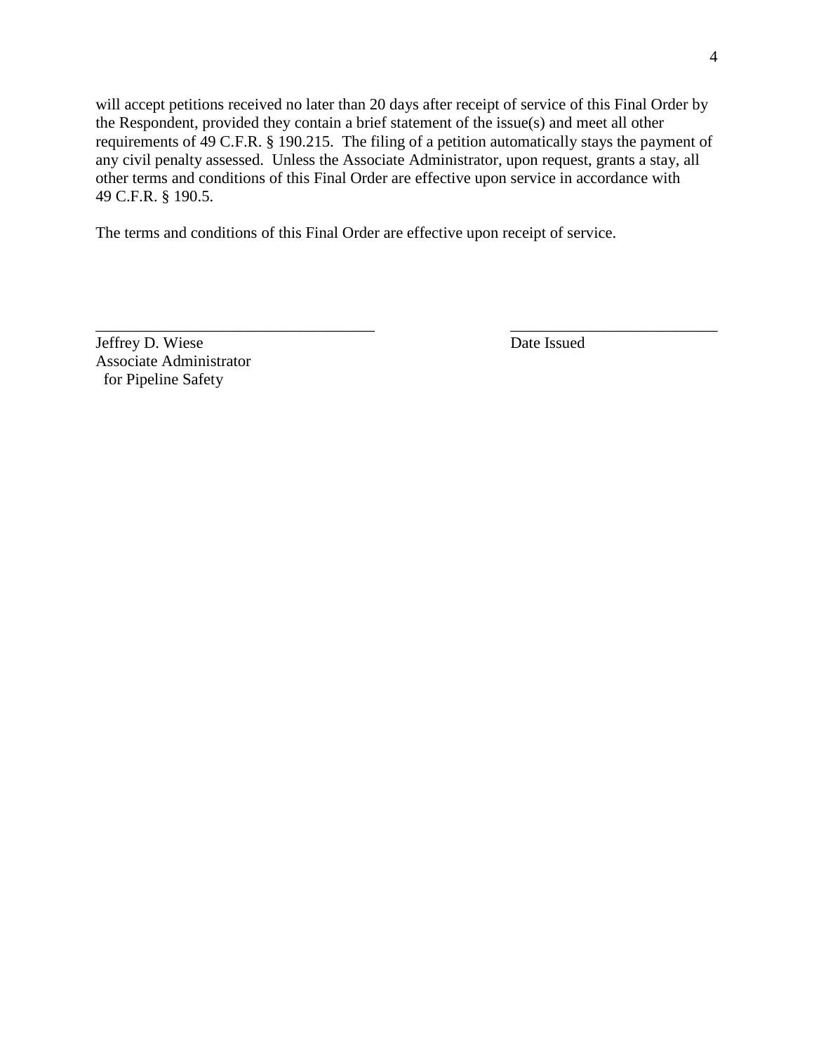will accept petitions received no later than 20 days after receipt of service of this Final Order by the Respondent, provided they contain a brief statement of the issue(s) and meet all other requirements of 49 C.F.R. § 190.215. The filing of a petition automatically stays the payment of any civil penalty assessed. Unless the Associate Administrator, upon request, grants a stay, all other terms and conditions of this Final Order are effective upon service in accordance with 49 C.F.R. § 190.5.

The terms and conditions of this Final Order are effective upon receipt of service.

\_\_\_\_\_\_\_\_\_\_\_\_\_\_\_\_\_\_\_\_\_\_\_\_\_\_\_\_\_\_\_\_\_\_\_
Jeffrey D. Wiese
Associate Administrator
for Pipeline Safety

\_\_\_\_\_\_\_\_\_\_\_\_\_\_\_\_\_\_\_\_\_\_\_\_\_\_
Date Issued